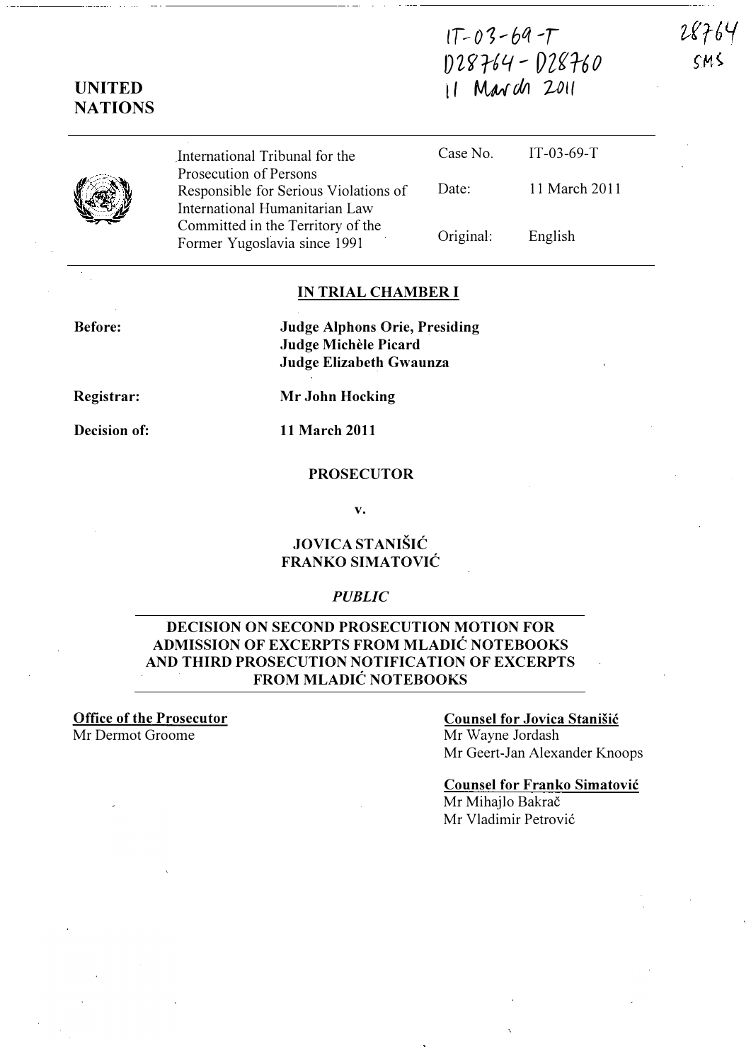IT-03-69-T
D28764 - D28760
11 March 2011

28764
SMS

**UNITED NATIONS**

| International Tribunal for the Prosecution of Persons Responsible for Serious Violations of International Humanitarian Law Committed in the Territory of the Former Yugoslavia since 1991 | Case No. | IT-03-69-T |
|---|---|---|
| | Date: | 11 March 2011 |
| | Original: | English |

**IN TRIAL CHAMBER I**

**Before:** **Judge Alphons Orie, Presiding**
**Judge Michèle Picard**
**Judge Elizabeth Gwaunza**

**Registrar:** **Mr John Hocking**

**Decision of:** **11 March 2011**

**PROSECUTOR**

**v.**

**JOVICA STANIŠIĆ**
**FRANKO SIMATOVIĆ**

***PUBLIC***

**DECISION ON SECOND PROSECUTION MOTION FOR ADMISSION OF EXCERPTS FROM MLADIĆ NOTEBOOKS AND THIRD PROSECUTION NOTIFICATION OF EXCERPTS FROM MLADIĆ NOTEBOOKS**

**Office of the Prosecutor**
Mr Dermot Groome

**Counsel for Jovica Stanišić**
Mr Wayne Jordash
Mr Geert-Jan Alexander Knoops

**Counsel for Franko Simatović**
Mr Mihajlo Bakrač
Mr Vladimir Petrović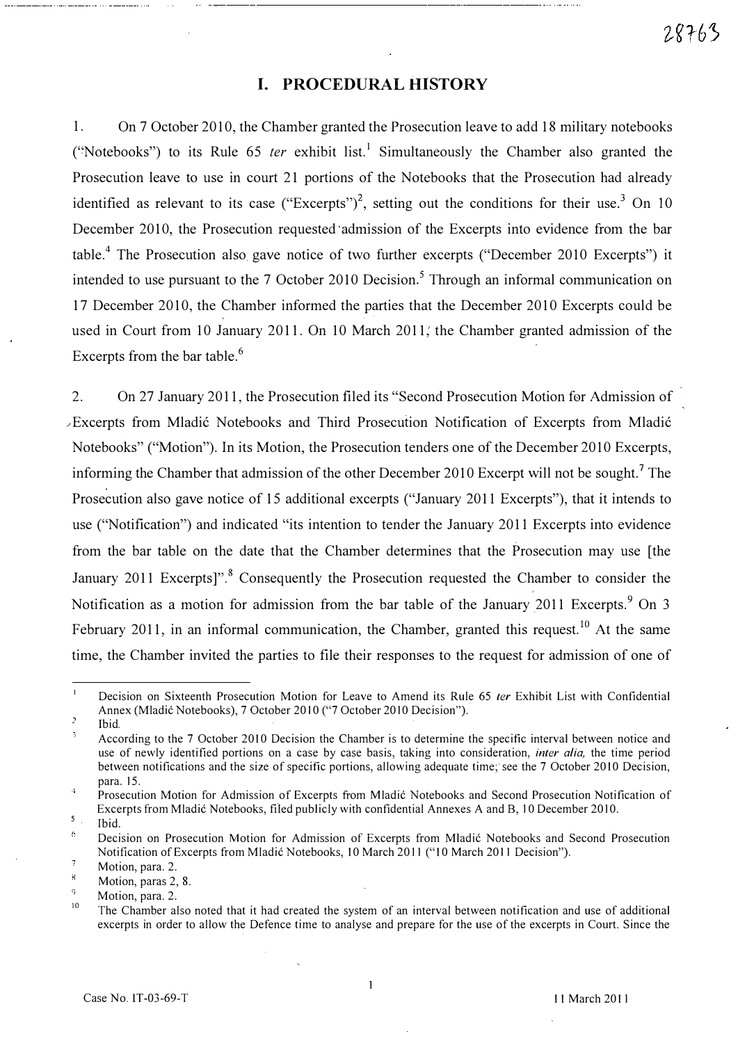## I. PROCEDURAL HISTORY

1. On 7 October 2010, the Chamber granted the Prosecution leave to add 18 military notebooks ("Notebooks") to its Rule 65 *ter* exhibit list.[1] Simultaneously the Chamber also granted the Prosecution leave to use in court 21 portions of the Notebooks that the Prosecution had already identified as relevant to its case ("Excerpts")[2], setting out the conditions for their use.[3] On 10 December 2010, the Prosecution requested admission of the Excerpts into evidence from the bar table.[4] The Prosecution also gave notice of two further excerpts ("December 2010 Excerpts") it intended to use pursuant to the 7 October 2010 Decision.[5] Through an informal communication on 17 December 2010, the Chamber informed the parties that the December 2010 Excerpts could be used in Court from 10 January 2011. On 10 March 2011, the Chamber granted admission of the Excerpts from the bar table.[6]

2. On 27 January 2011, the Prosecution filed its "Second Prosecution Motion for Admission of Excerpts from Mladić Notebooks and Third Prosecution Notification of Excerpts from Mladić Notebooks" ("Motion"). In its Motion, the Prosecution tenders one of the December 2010 Excerpts, informing the Chamber that admission of the other December 2010 Excerpt will not be sought.[7] The Prosecution also gave notice of 15 additional excerpts ("January 2011 Excerpts"), that it intends to use ("Notification") and indicated "its intention to tender the January 2011 Excerpts into evidence from the bar table on the date that the Chamber determines that the Prosecution may use [the January 2011 Excerpts]".[8] Consequently the Prosecution requested the Chamber to consider the Notification as a motion for admission from the bar table of the January 2011 Excerpts.[9] On 3 February 2011, in an informal communication, the Chamber, granted this request.[10] At the same time, the Chamber invited the parties to file their responses to the request for admission of one of

---

[1] Decision on Sixteenth Prosecution Motion for Leave to Amend its Rule 65 *ter* Exhibit List with Confidential Annex (Mladić Notebooks), 7 October 2010 ("7 October 2010 Decision").

[2] Ibid.

[3] According to the 7 October 2010 Decision the Chamber is to determine the specific interval between notice and use of newly identified portions on a case by case basis, taking into consideration, *inter alia*, the time period between notifications and the size of specific portions, allowing adequate time; see the 7 October 2010 Decision, para. 15.

[4] Prosecution Motion for Admission of Excerpts from Mladić Notebooks and Second Prosecution Notification of Excerpts from Mladić Notebooks, filed publicly with confidential Annexes A and B, 10 December 2010.

[5] Ibid.

[6] Decision on Prosecution Motion for Admission of Excerpts from Mladić Notebooks and Second Prosecution Notification of Excerpts from Mladić Notebooks, 10 March 2011 ("10 March 2011 Decision").

[7] Motion, para. 2.

[8] Motion, paras 2, 8.

[9] Motion, para. 2.

[10] The Chamber also noted that it had created the system of an interval between notification and use of additional excerpts in order to allow the Defence time to analyse and prepare for the use of the excerpts in Court. Since the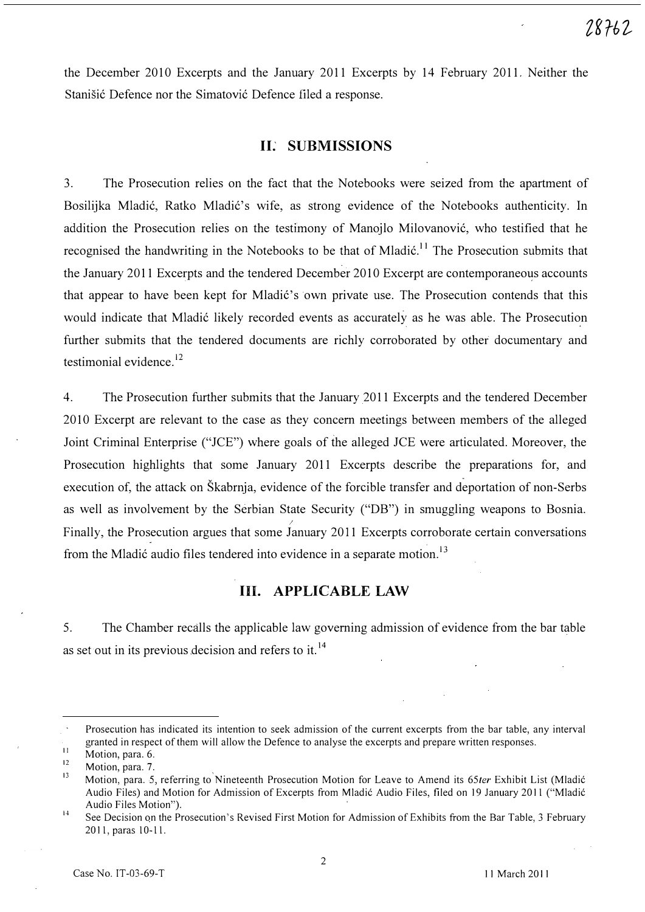the December 2010 Excerpts and the January 2011 Excerpts by 14 February 2011. Neither the Stanišić Defence nor the Simatović Defence filed a response.

## II. SUBMISSIONS

3. The Prosecution relies on the fact that the Notebooks were seized from the apartment of Bosilijka Mladić, Ratko Mladić's wife, as strong evidence of the Notebooks authenticity. In addition the Prosecution relies on the testimony of Manojlo Milovanović, who testified that he recognised the handwriting in the Notebooks to be that of Mladić.[11] The Prosecution submits that the January 2011 Excerpts and the tendered December 2010 Excerpt are contemporaneous accounts that appear to have been kept for Mladić's own private use. The Prosecution contends that this would indicate that Mladić likely recorded events as accurately as he was able. The Prosecution further submits that the tendered documents are richly corroborated by other documentary and testimonial evidence.[12]

4. The Prosecution further submits that the January 2011 Excerpts and the tendered December 2010 Excerpt are relevant to the case as they concern meetings between members of the alleged Joint Criminal Enterprise ("JCE") where goals of the alleged JCE were articulated. Moreover, the Prosecution highlights that some January 2011 Excerpts describe the preparations for, and execution of, the attack on Škabrnja, evidence of the forcible transfer and deportation of non-Serbs as well as involvement by the Serbian State Security ("DB") in smuggling weapons to Bosnia. Finally, the Prosecution argues that some January 2011 Excerpts corroborate certain conversations from the Mladić audio files tendered into evidence in a separate motion.[13]

## III. APPLICABLE LAW

5. The Chamber recalls the applicable law governing admission of evidence from the bar table as set out in its previous decision and refers to it.[14]

---

Prosecution has indicated its intention to seek admission of the current excerpts from the bar table, any interval granted in respect of them will allow the Defence to analyse the excerpts and prepare written responses.

[11] Motion, para. 6.

[12] Motion, para. 7.

[13] Motion, para. 5, referring to Nineteenth Prosecution Motion for Leave to Amend its *65ter* Exhibit List (Mladić Audio Files) and Motion for Admission of Excerpts from Mladić Audio Files, filed on 19 January 2011 ("Mladić Audio Files Motion").

[14] See Decision on the Prosecution's Revised First Motion for Admission of Exhibits from the Bar Table, 3 February 2011, paras 10-11.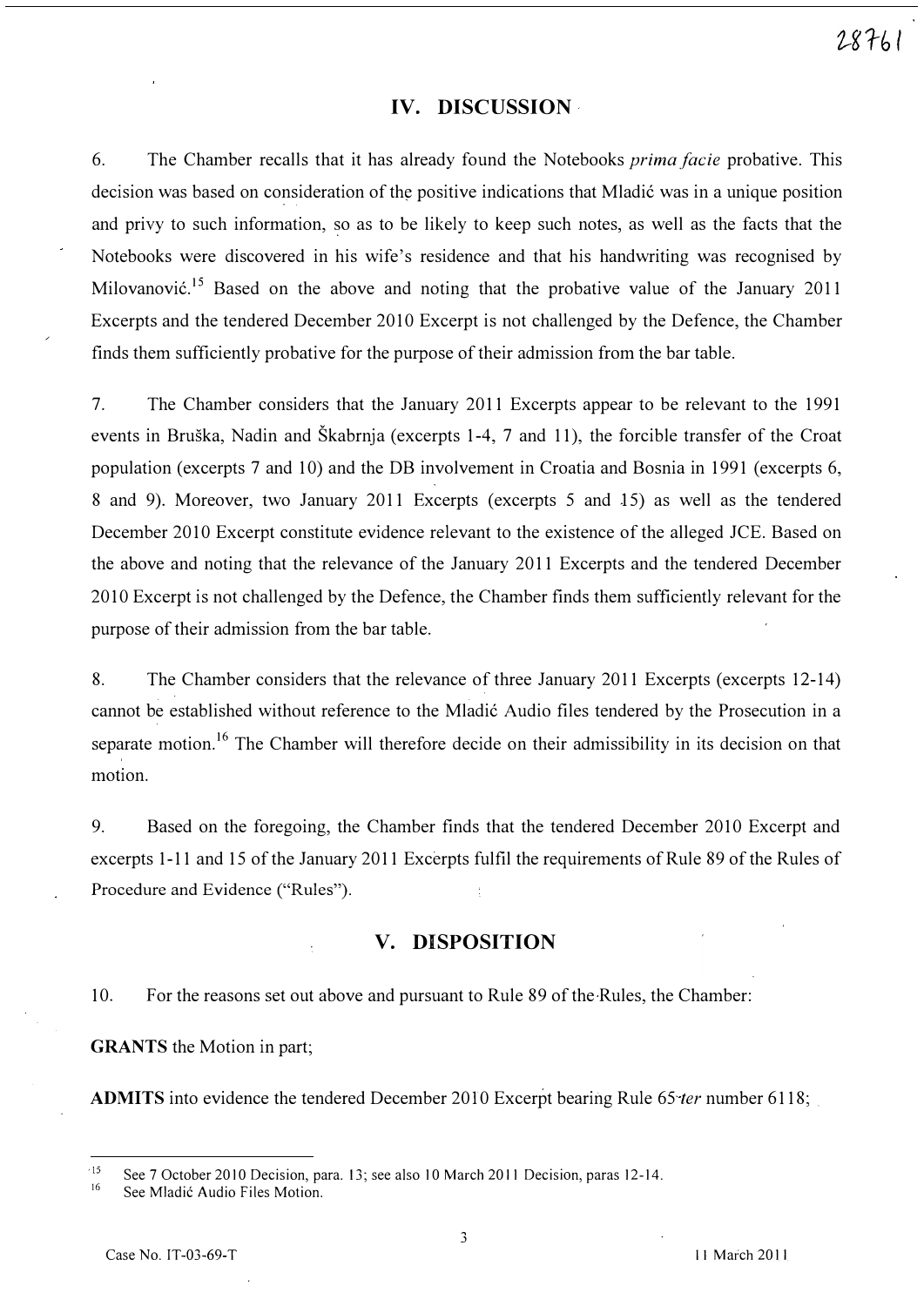## IV. DISCUSSION

6. The Chamber recalls that it has already found the Notebooks *prima facie* probative. This decision was based on consideration of the positive indications that Mladić was in a unique position and privy to such information, so as to be likely to keep such notes, as well as the facts that the Notebooks were discovered in his wife's residence and that his handwriting was recognised by Milovanović.[15] Based on the above and noting that the probative value of the January 2011 Excerpts and the tendered December 2010 Excerpt is not challenged by the Defence, the Chamber finds them sufficiently probative for the purpose of their admission from the bar table.

7. The Chamber considers that the January 2011 Excerpts appear to be relevant to the 1991 events in Bruška, Nadin and Škabrnja (excerpts 1-4, 7 and 11), the forcible transfer of the Croat population (excerpts 7 and 10) and the DB involvement in Croatia and Bosnia in 1991 (excerpts 6, 8 and 9). Moreover, two January 2011 Excerpts (excerpts 5 and 15) as well as the tendered December 2010 Excerpt constitute evidence relevant to the existence of the alleged JCE. Based on the above and noting that the relevance of the January 2011 Excerpts and the tendered December 2010 Excerpt is not challenged by the Defence, the Chamber finds them sufficiently relevant for the purpose of their admission from the bar table.

8. The Chamber considers that the relevance of three January 2011 Excerpts (excerpts 12-14) cannot be established without reference to the Mladić Audio files tendered by the Prosecution in a separate motion.[16] The Chamber will therefore decide on their admissibility in its decision on that motion.

9. Based on the foregoing, the Chamber finds that the tendered December 2010 Excerpt and excerpts 1-11 and 15 of the January 2011 Excerpts fulfil the requirements of Rule 89 of the Rules of Procedure and Evidence ("Rules").

## V. DISPOSITION

10. For the reasons set out above and pursuant to Rule 89 of the Rules, the Chamber:

**GRANTS** the Motion in part;

**ADMITS** into evidence the tendered December 2010 Excerpt bearing Rule 65 *ter* number 6118;

---

[15] See 7 October 2010 Decision, para. 13; see also 10 March 2011 Decision, paras 12-14.

[16] See Mladić Audio Files Motion.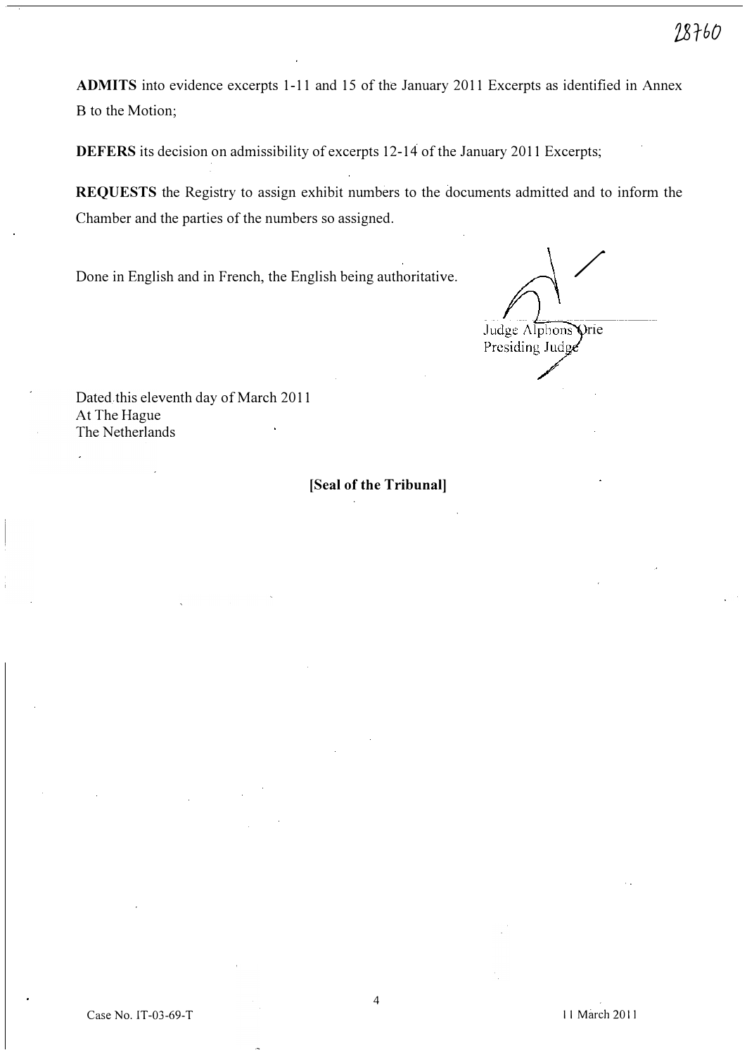**ADMITS** into evidence excerpts 1-11 and 15 of the January 2011 Excerpts as identified in Annex B to the Motion;

**DEFERS** its decision on admissibility of excerpts 12-14 of the January 2011 Excerpts;

**REQUESTS** the Registry to assign exhibit numbers to the documents admitted and to inform the Chamber and the parties of the numbers so assigned.

Done in English and in French, the English being authoritative.

Judge Alphons Orie
Presiding Judge

Dated this eleventh day of March 2011
At The Hague
The Netherlands

**[Seal of the Tribunal]**